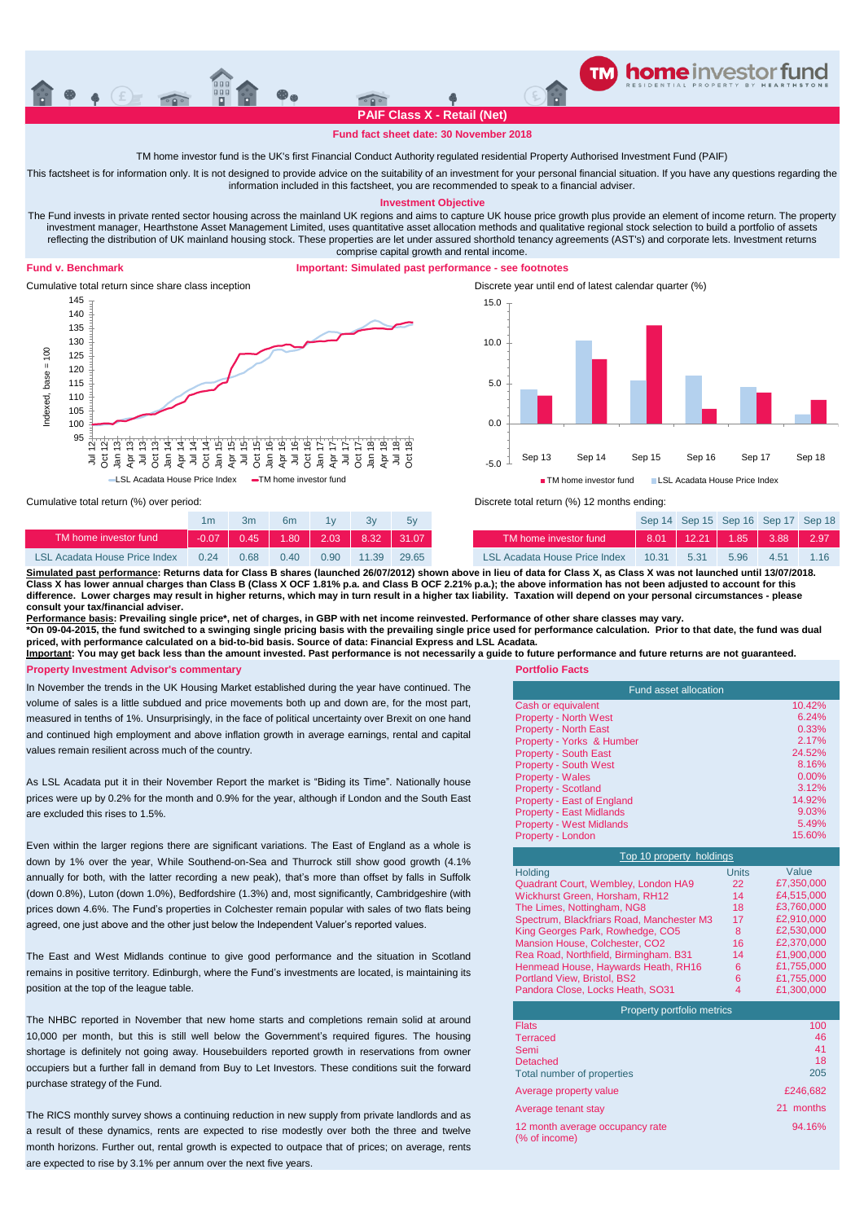# PAIF Class X - Retail (Net)

**Fund fact sheet date: 30 November 2018**

TM home investor fund is the UK's first Financial Conduct Authority regulated residential Property Authorised Investment Fund (PAIF)

This factsheet is for information only. It is not designed to provide advice on the suitability of an investment for your personal financial situation. If you have any questions regarding the information included in this factsheet, you are recommended to speak to a financial adviser.

## Investment Objective

The Fund invests in private rented sector housing across the mainland UK regions and aims to capture UK house price growth plus provide an element of income return. The property investment manager, Hearthstone Asset Management Limited, uses quantitative asset allocation methods and qualitative regional stock selection to build a portfolio of assets reflecting the distribution of UK mainland housing stock. These properties are let under assured shorthold tenancy agreements (AST's) and corporate lets. Investment returns comprise capital growth and rental income.

## Fund v. Benchmark

**Important: Simulated past performance - see footnotes**

Cumulative total return since share class inception

Discrete year until end of latest calendar quarter (%)

Cumulative total return (%) over period:

| | 1m | 3m | 6m | 1y | 3y | 5y |
|---|---|---|---|---|---|---|
| TM home investor fund | -0.07 | 0.45 | 1.80 | 2.03 | 8.32 | 31.07 |
| LSL Acadata House Price Index | 0.24 | 0.68 | 0.40 | 0.90 | 11.39 | 29.65 |

Discrete total return (%) 12 months ending:

| | Sep 14 | Sep 15 | Sep 16 | Sep 17 | Sep 18 |
|---|---|---|---|---|---|
| TM home investor fund | 8.01 | 12.21 | 1.85 | 3.88 | 2.97 |
| LSL Acadata House Price Index | 10.31 | 5.31 | 5.96 | 4.51 | 1.16 |

**Simulated past performance: Returns data for Class B shares (launched 26/07/2012) shown above in lieu of data for Class X, as Class X was not launched until 13/07/2018. Class X has lower annual charges than Class B (Class X OCF 1.81% p.a. and Class B OCF 2.21% p.a.); the above information has not been adjusted to account for this difference. Lower charges may result in higher returns, which may in turn result in a higher tax liability. Taxation will depend on your personal circumstances - please consult your tax/financial adviser.**

**Performance basis: Prevailing single price*, net of charges, in GBP with net income reinvested. Performance of other share classes may vary.**
**\*On 09-04-2015, the fund switched to a swinging single pricing basis with the prevailing single price used for performance calculation. Prior to that date, the fund was dual priced, with performance calculated on a bid-to-bid basis. Source of data: Financial Express and LSL Acadata.**
**Important: You may get back less than the amount invested. Past performance is not necessarily a guide to future performance and future returns are not guaranteed.**

## Property Investment Advisor's commentary

In November the trends in the UK Housing Market established during the year have continued. The volume of sales is a little subdued and price movements both up and down are, for the most part, measured in tenths of 1%. Unsurprisingly, in the face of political uncertainty over Brexit on one hand and continued high employment and above inflation growth in average earnings, rental and capital values remain resilient across much of the country.

As LSL Acadata put it in their November Report the market is "Biding its Time". Nationally house prices were up by 0.2% for the month and 0.9% for the year, although if London and the South East are excluded this rises to 1.5%.

Even within the larger regions there are significant variations. The East of England as a whole is down by 1% over the year, While Southend-on-Sea and Thurrock still show good growth (4.1% annually for both, with the latter recording a new peak), that's more than offset by falls in Suffolk (down 0.8%), Luton (down 1.0%), Bedfordshire (1.3%) and, most significantly, Cambridgeshire (with prices down 4.6%. The Fund's properties in Colchester remain popular with sales of two flats being agreed, one just above and the other just below the Independent Valuer's reported values.

The East and West Midlands continue to give good performance and the situation in Scotland remains in positive territory. Edinburgh, where the Fund's investments are located, is maintaining its position at the top of the league table.

The NHBC reported in November that new home starts and completions remain solid at around 10,000 per month, but this is still well below the Government's required figures. The housing shortage is definitely not going away. Housebuilders reported growth in reservations from owner occupiers but a further fall in demand from Buy to Let Investors. These conditions suit the forward purchase strategy of the Fund.

The RICS monthly survey shows a continuing reduction in new supply from private landlords and as a result of these dynamics, rents are expected to rise modestly over both the three and twelve month horizons. Further out, rental growth is expected to outpace that of prices; on average, rents are expected to rise by 3.1% per annum over the next five years.

## Portfolio Facts

| Fund asset allocation | |
|---|---|
| Cash or equivalent | 10.42% |
| Property - North West | 6.24% |
| Property - North East | 0.33% |
| Property - Yorks & Humber | 2.17% |
| Property - South East | 24.52% |
| Property - South West | 8.16% |
| Property - Wales | 0.00% |
| Property - Scotland | 3.12% |
| Property - East of England | 14.92% |
| Property - East Midlands | 9.03% |
| Property - West Midlands | 5.49% |
| Property - London | 15.60% |

**Top 10 property holdings**

| Holding | Units | Value |
|---|---|---|
| Quadrant Court, Wembley, London HA9 | 22 | £7,350,000 |
| Wickhurst Green, Horsham, RH12 | 14 | £4,515,000 |
| The Limes, Nottingham, NG8 | 18 | £3,760,000 |
| Spectrum, Blackfriars Road, Manchester M3 | 17 | £2,910,000 |
| King Georges Park, Rowhedge, CO5 | 8 | £2,530,000 |
| Mansion House, Colchester, CO2 | 16 | £2,370,000 |
| Rea Road, Northfield, Birmingham. B31 | 14 | £1,900,000 |
| Henmead House, Haywards Heath, RH16 | 6 | £1,755,000 |
| Portland View, Bristol, BS2 | 6 | £1,755,000 |
| Pandora Close, Locks Heath, SO31 | 4 | £1,300,000 |

| Property portfolio metrics | |
|---|---|
| Flats | 100 |
| Terraced | 46 |
| Semi | 41 |
| Detached | 18 |
| Total number of properties | 205 |
| Average property value | £246,682 |
| Average tenant stay | 21 months |
| 12 month average occupancy rate (% of income) | 94.16% |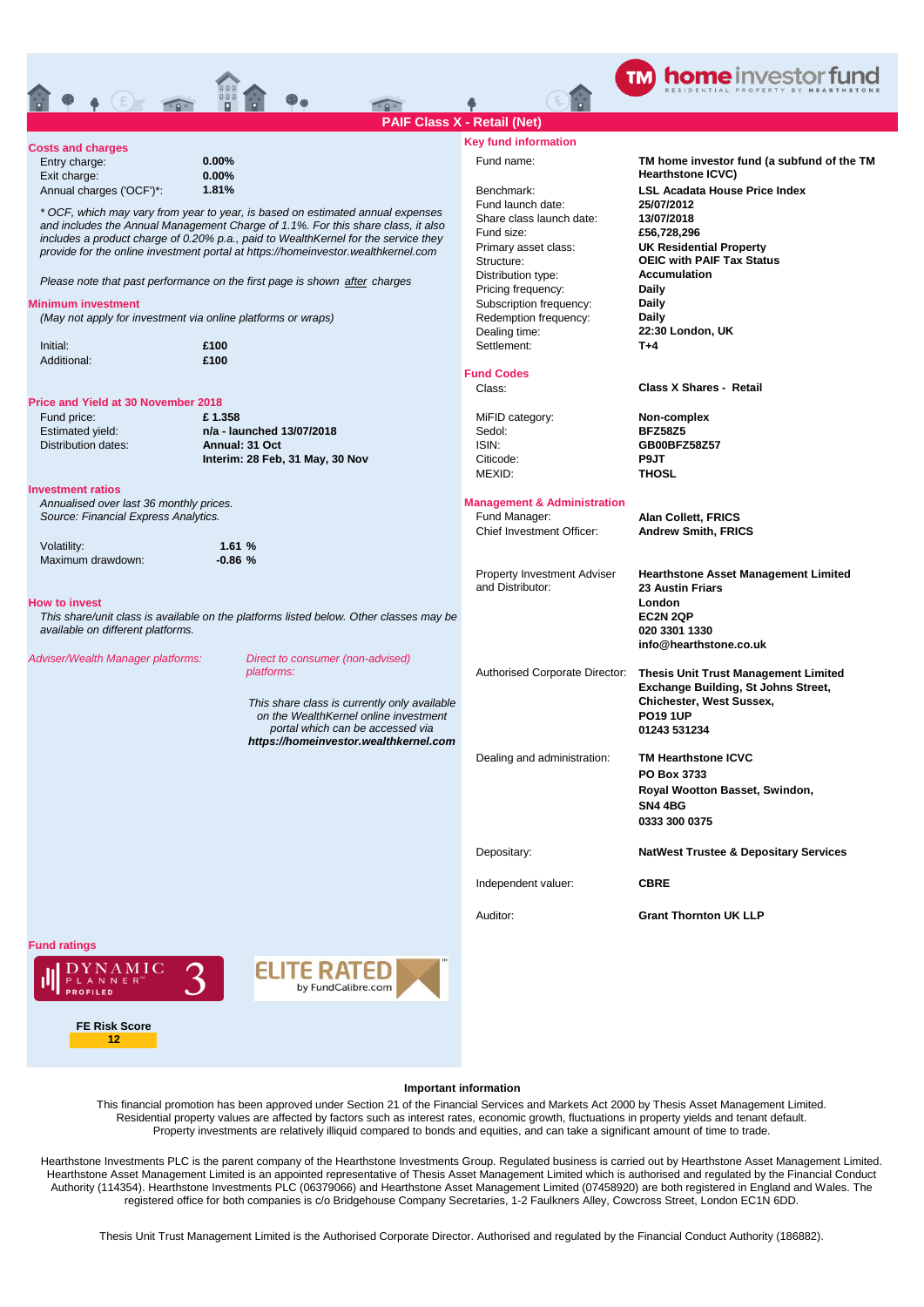## PAIF Class X - Retail (Net)

### Costs and charges

| | |
|---|---|
| Entry charge: | **0.00%** |
| Exit charge: | **0.00%** |
| Annual charges ('OCF')*: | **1.81%** |

*\* OCF, which may vary from year to year, is based on estimated annual expenses and includes the Annual Management Charge of 1.1%. For this share class, it also includes a product charge of 0.20% p.a., paid to WealthKernel for the service they provide for the online investment portal at https://homeinvestor.wealthkernel.com*

*Please note that past performance on the first page is shown after charges*

### Minimum investment

*(May not apply for investment via online platforms or wraps)*

| | |
|---|---|
| Initial: | **£100** |
| Additional: | **£100** |

### Price and Yield at 30 November 2018

| | |
|---|---|
| Fund price: | **£ 1.358** |
| Estimated yield: | **n/a - launched 13/07/2018** |
| Distribution dates: | **Annual: 31 Oct**<br>**Interim: 28 Feb, 31 May, 30 Nov** |

### Investment ratios

*Annualised over last 36 monthly prices.*
*Source: Financial Express Analytics.*

| | |
|---|---|
| Volatility: | **1.61 %** |
| Maximum drawdown: | **-0.86 %** |

### How to invest

*This share/unit class is available on the platforms listed below. Other classes may be available on different platforms.*

*Adviser/Wealth Manager platforms:*

*Direct to consumer (non-advised) platforms:*

*This share class is currently only available on the WealthKernel online investment portal which can be accessed via* ***https://homeinvestor.wealthkernel.com***

### Fund ratings

DYNAMIC PLANNER PROFILED 3

ELITE RATED by FundCalibre.com

**FE Risk Score**
**12**

### Key fund information

| | |
|---|---|
| Fund name: | **TM home investor fund (a subfund of the TM Hearthstone ICVC)** |
| Benchmark: | **LSL Acadata House Price Index** |
| Fund launch date: | **25/07/2012** |
| Share class launch date: | **13/07/2018** |
| Fund size: | **£56,728,296** |
| Primary asset class: | **UK Residential Property** |
| Structure: | **OEIC with PAIF Tax Status** |
| Distribution type: | **Accumulation** |
| Pricing frequency: | **Daily** |
| Subscription frequency: | **Daily** |
| Redemption frequency: | **Daily** |
| Dealing time: | **22:30 London, UK** |
| Settlement: | **T+4** |

### Fund Codes

| | |
|---|---|
| Class: | **Class X Shares - Retail** |
| MiFID category: | **Non-complex** |
| Sedol: | **BFZ58Z5** |
| ISIN: | **GB00BFZ58Z57** |
| Citicode: | **P9JT** |
| MEXID: | **THOSL** |

### Management & Administration

| | |
|---|---|
| Fund Manager: | **Alan Collett, FRICS** |
| Chief Investment Officer: | **Andrew Smith, FRICS** |
| Property Investment Adviser and Distributor: | **Hearthstone Asset Management Limited**<br>**23 Austin Friars**<br>**London**<br>**EC2N 2QP**<br>**020 3301 1330**<br>**info@hearthstone.co.uk** |
| Authorised Corporate Director: | **Thesis Unit Trust Management Limited**<br>**Exchange Building, St Johns Street,**<br>**Chichester, West Sussex,**<br>**PO19 1UP**<br>**01243 531234** |
| Dealing and administration: | **TM Hearthstone ICVC**<br>**PO Box 3733**<br>**Royal Wootton Basset, Swindon,**<br>**SN4 4BG**<br>**0333 300 0375** |
| Depositary: | **NatWest Trustee & Depositary Services** |
| Independent valuer: | **CBRE** |
| Auditor: | **Grant Thornton UK LLP** |

**Important information**

This financial promotion has been approved under Section 21 of the Financial Services and Markets Act 2000 by Thesis Asset Management Limited. Residential property values are affected by factors such as interest rates, economic growth, fluctuations in property yields and tenant default. Property investments are relatively illiquid compared to bonds and equities, and can take a significant amount of time to trade.

Hearthstone Investments PLC is the parent company of the Hearthstone Investments Group. Regulated business is carried out by Hearthstone Asset Management Limited. Hearthstone Asset Management Limited is an appointed representative of Thesis Asset Management Limited which is authorised and regulated by the Financial Conduct Authority (114354). Hearthstone Investments PLC (06379066) and Hearthstone Asset Management Limited (07458920) are both registered in England and Wales. The registered office for both companies is c/o Bridgehouse Company Secretaries, 1-2 Faulkners Alley, Cowcross Street, London EC1N 6DD.

Thesis Unit Trust Management Limited is the Authorised Corporate Director. Authorised and regulated by the Financial Conduct Authority (186882).